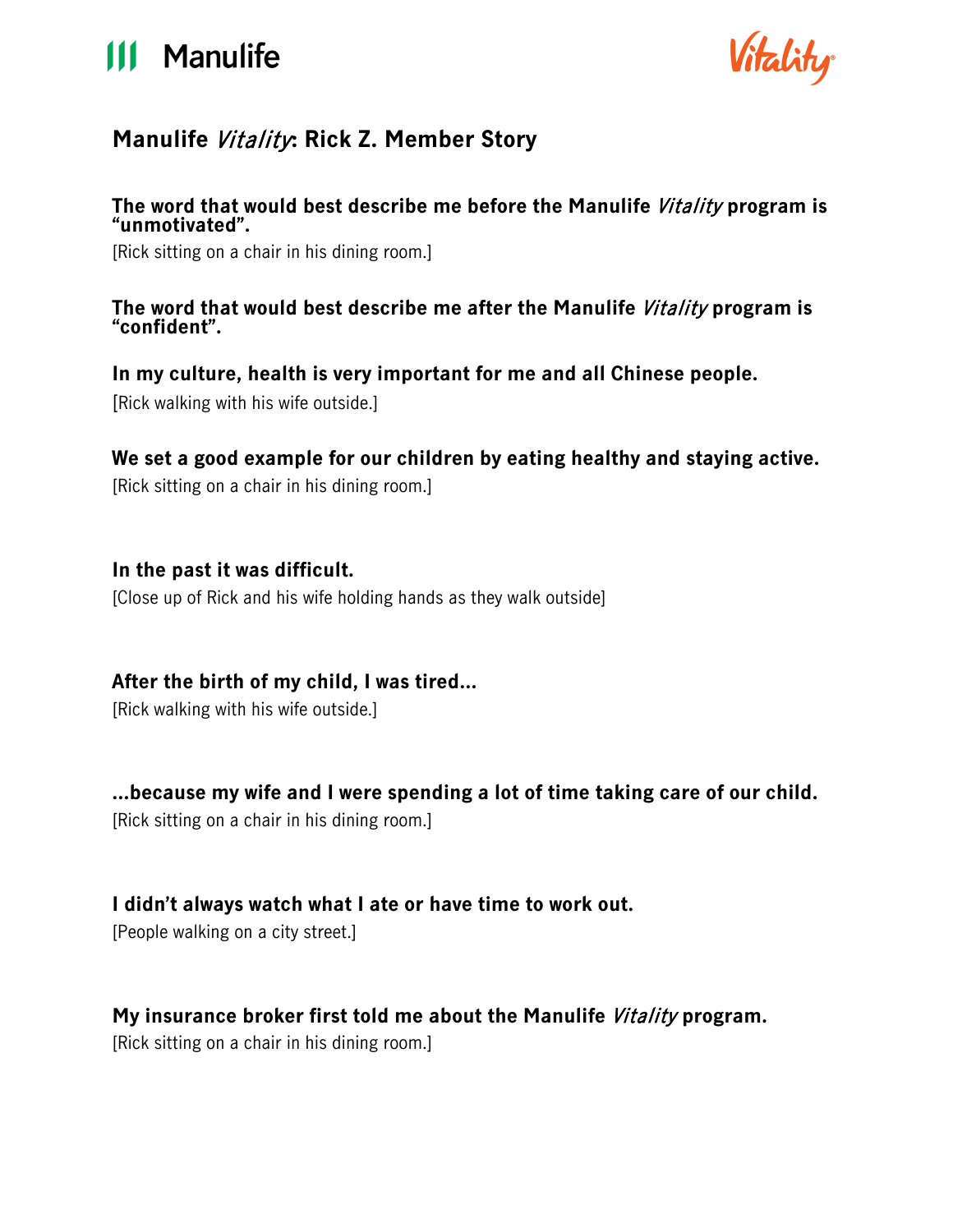# Manulife *Vitality*: Rick Z. Member Story

**The word that would best describe me before the Manulife *Vitality* program is "unmotivated".**

[Rick sitting on a chair in his dining room.]

**The word that would best describe me after the Manulife *Vitality* program is "confident".**

**In my culture, health is very important for me and all Chinese people.**

[Rick walking with his wife outside.]

**We set a good example for our children by eating healthy and staying active.**

[Rick sitting on a chair in his dining room.]

**In the past it was difficult.**

[Close up of Rick and his wife holding hands as they walk outside]

**After the birth of my child, I was tired...**

[Rick walking with his wife outside.]

**...because my wife and I were spending a lot of time taking care of our child.**

[Rick sitting on a chair in his dining room.]

**I didn't always watch what I ate or have time to work out.**

[People walking on a city street.]

**My insurance broker first told me about the Manulife *Vitality* program.**

[Rick sitting on a chair in his dining room.]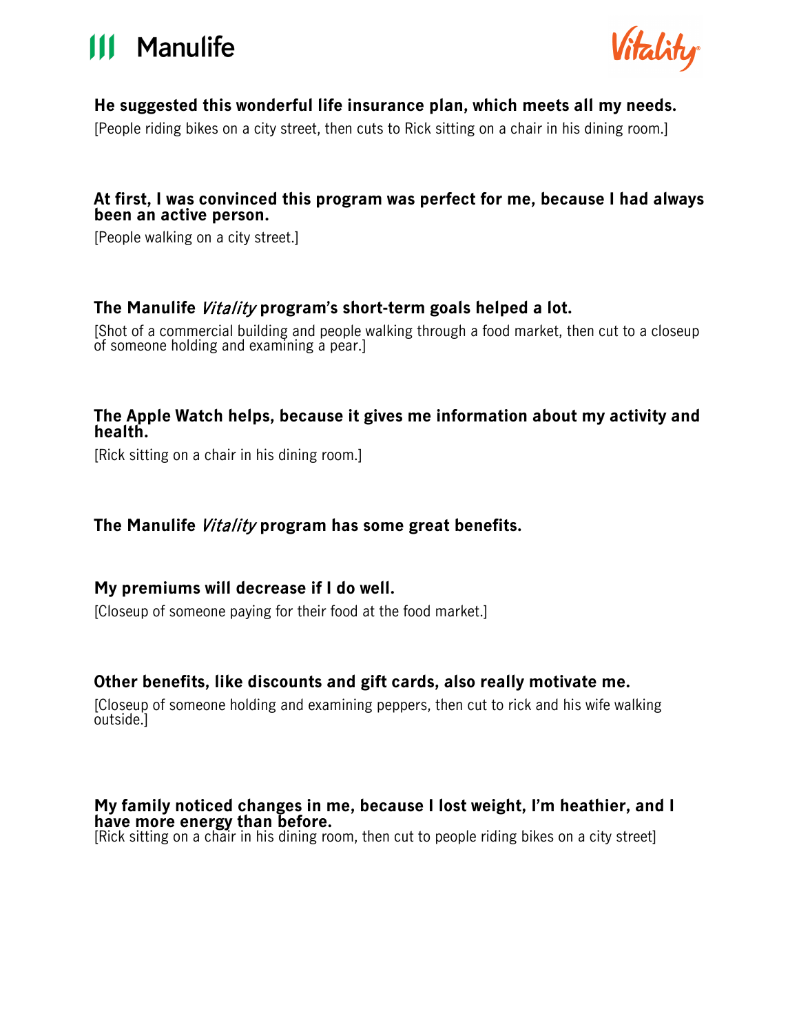**He suggested this wonderful life insurance plan, which meets all my needs.**

[People riding bikes on a city street, then cuts to Rick sitting on a chair in his dining room.]

**At first, I was convinced this program was perfect for me, because I had always been an active person.**

[People walking on a city street.]

**The Manulife *Vitality* program's short-term goals helped a lot.**

[Shot of a commercial building and people walking through a food market, then cut to a closeup of someone holding and examining a pear.]

**The Apple Watch helps, because it gives me information about my activity and health.**

[Rick sitting on a chair in his dining room.]

**The Manulife *Vitality* program has some great benefits.**

**My premiums will decrease if I do well.**

[Closeup of someone paying for their food at the food market.]

**Other benefits, like discounts and gift cards, also really motivate me.**

[Closeup of someone holding and examining peppers, then cut to rick and his wife walking outside.]

**My family noticed changes in me, because I lost weight, I'm heathier, and I have more energy than before.**

[Rick sitting on a chair in his dining room, then cut to people riding bikes on a city street]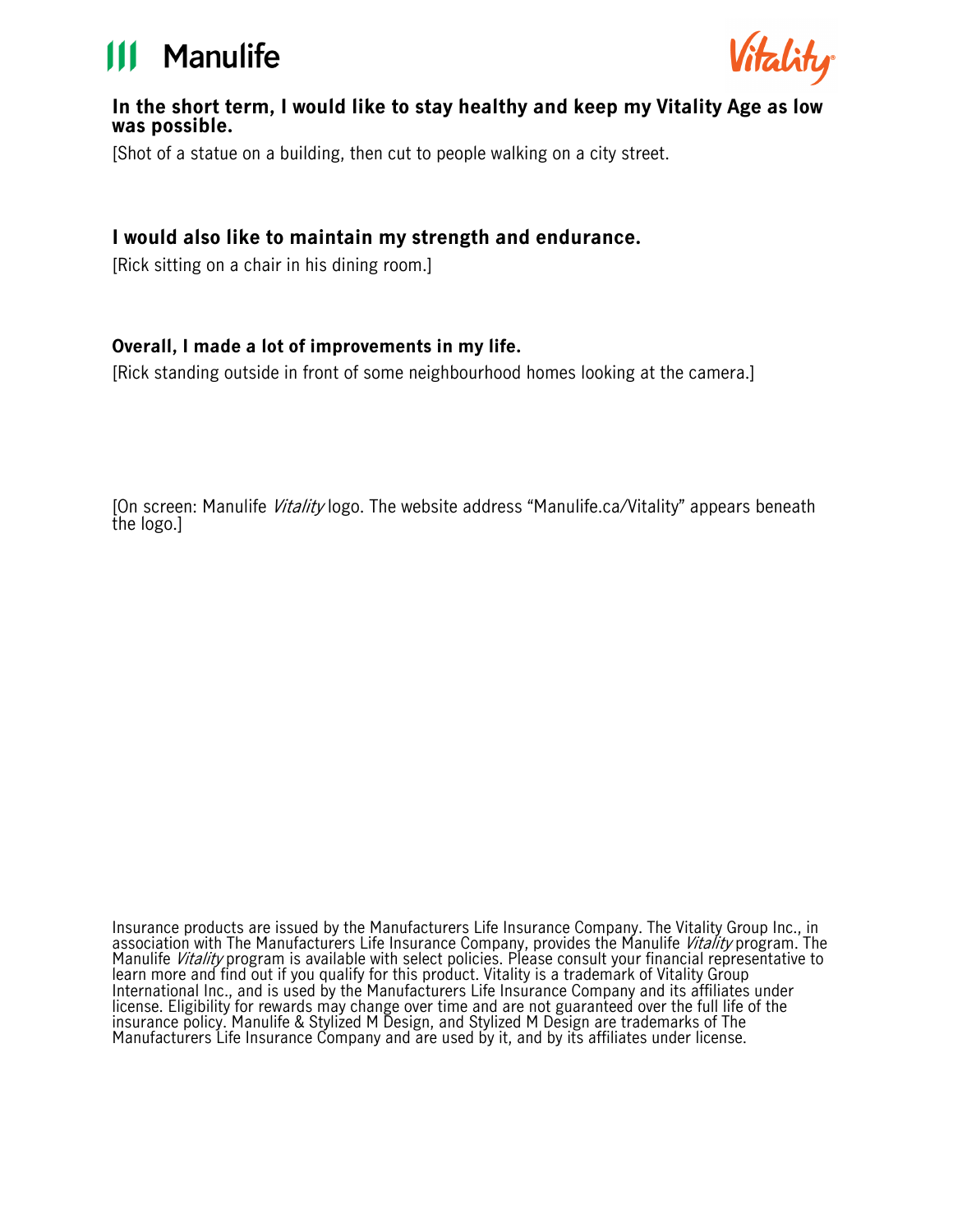**In the short term, I would like to stay healthy and keep my Vitality Age as low was possible.**

[Shot of a statue on a building, then cut to people walking on a city street.

**I would also like to maintain my strength and endurance.**

[Rick sitting on a chair in his dining room.]

**Overall, I made a lot of improvements in my life.**

[Rick standing outside in front of some neighbourhood homes looking at the camera.]

[On screen: Manulife *Vitality* logo. The website address "Manulife.ca/Vitality" appears beneath the logo.]

Insurance products are issued by the Manufacturers Life Insurance Company. The Vitality Group Inc., in association with The Manufacturers Life Insurance Company, provides the Manulife *Vitality* program. The Manulife *Vitality* program is available with select policies. Please consult your financial representative to learn more and find out if you qualify for this product. Vitality is a trademark of Vitality Group International Inc., and is used by the Manufacturers Life Insurance Company and its affiliates under license. Eligibility for rewards may change over time and are not guaranteed over the full life of the insurance policy. Manulife & Stylized M Design, and Stylized M Design are trademarks of The Manufacturers Life Insurance Company and are used by it, and by its affiliates under license.